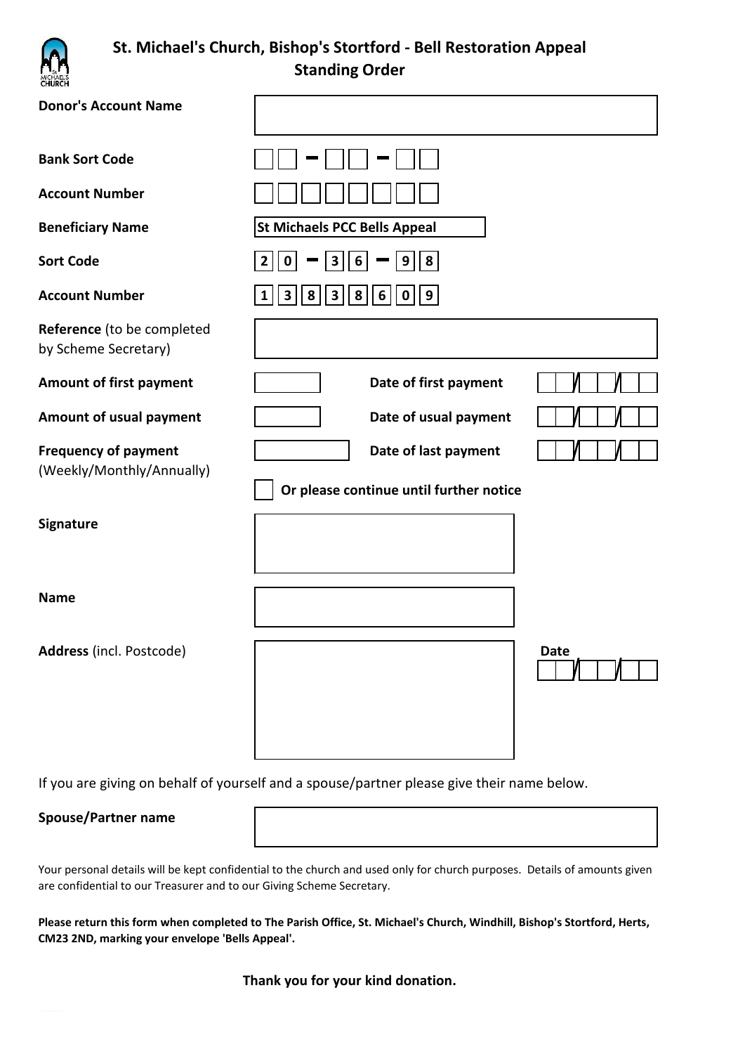# St. Michael's Church, Bishop's Stortford - Bell Restoration Appeal
## Standing Order

| | |
|---|---|
| **Donor's Account Name** | |
| **Bank Sort Code** | __ __ - __ __ - __ __ |
| **Account Number** | __ __ __ __ __ __ __ __ |
| **Beneficiary Name** | **St Michaels PCC Bells Appeal** |
| **Sort Code** | **20 - 36 - 98** |
| **Account Number** | **13838609** |
| **Reference** (to be completed by Scheme Secretary) | |

| | | | |
|---|---|---|---|
| **Amount of first payment** | | **Date of first payment** | __ __ / __ __ / __ __ |
| **Amount of usual payment** | | **Date of usual payment** | __ __ / __ __ / __ __ |
| **Frequency of payment** (Weekly/Monthly/Annually) | | **Date of last payment** | __ __ / __ __ / __ __ |

☐ **Or please continue until further notice**

| | | |
|---|---|---|
| **Signature** | | |
| **Name** | | |
| **Address** (incl. Postcode) | | **Date** __ __ / __ __ / __ __ |

If you are giving on behalf of yourself and a spouse/partner please give their name below.

| | |
|---|---|
| **Spouse/Partner name** | |

Your personal details will be kept confidential to the church and used only for church purposes. Details of amounts given are confidential to our Treasurer and to our Giving Scheme Secretary.

**Please return this form when completed to The Parish Office, St. Michael's Church, Windhill, Bishop's Stortford, Herts, CM23 2ND, marking your envelope 'Bells Appeal'.**

**Thank you for your kind donation.**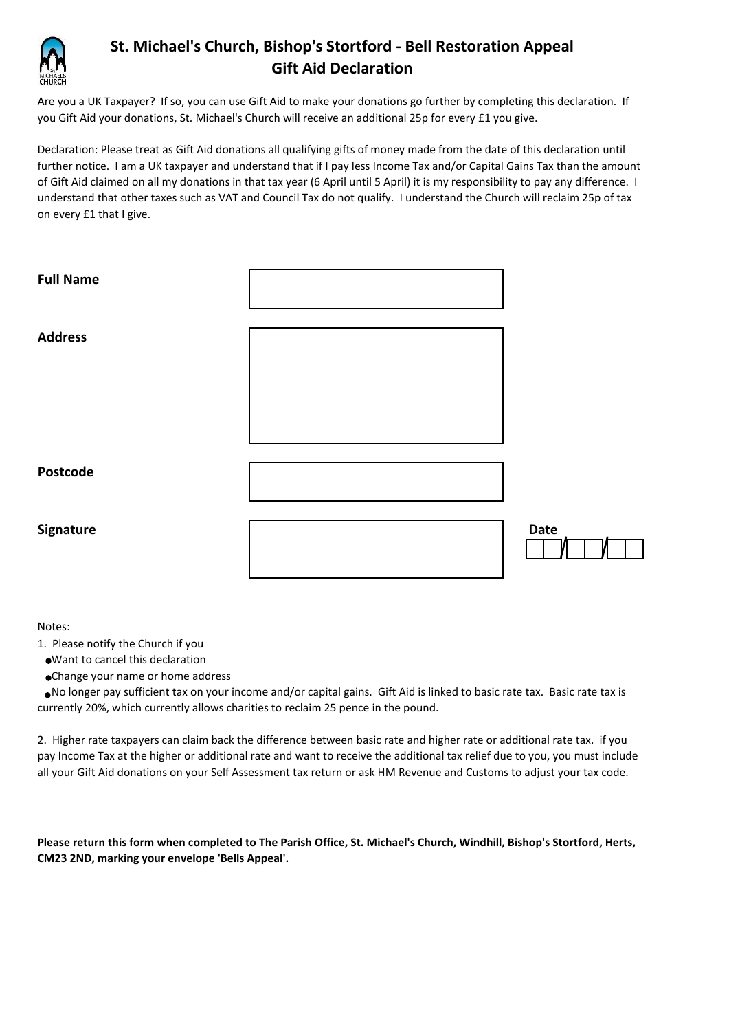# St. Michael's Church, Bishop's Stortford - Bell Restoration Appeal
## Gift Aid Declaration

Are you a UK Taxpayer? If so, you can use Gift Aid to make your donations go further by completing this declaration. If you Gift Aid your donations, St. Michael's Church will receive an additional 25p for every £1 you give.

Declaration: Please treat as Gift Aid donations all qualifying gifts of money made from the date of this declaration until further notice. I am a UK taxpayer and understand that if I pay less Income Tax and/or Capital Gains Tax than the amount of Gift Aid claimed on all my donations in that tax year (6 April until 5 April) it is my responsibility to pay any difference. I understand that other taxes such as VAT and Council Tax do not qualify. I understand the Church will reclaim 25p of tax on every £1 that I give.

**Full Name**

**Address**

**Postcode**

**Signature**

**Date** __ __ / __ __ / __ __

Notes:

1. Please notify the Church if you
   - Want to cancel this declaration
   - Change your name or home address
   - No longer pay sufficient tax on your income and/or capital gains. Gift Aid is linked to basic rate tax. Basic rate tax is currently 20%, which currently allows charities to reclaim 25 pence in the pound.

2. Higher rate taxpayers can claim back the difference between basic rate and higher rate or additional rate tax. if you pay Income Tax at the higher or additional rate and want to receive the additional tax relief due to you, you must include all your Gift Aid donations on your Self Assessment tax return or ask HM Revenue and Customs to adjust your tax code.

**Please return this form when completed to The Parish Office, St. Michael's Church, Windhill, Bishop's Stortford, Herts, CM23 2ND, marking your envelope 'Bells Appeal'.**